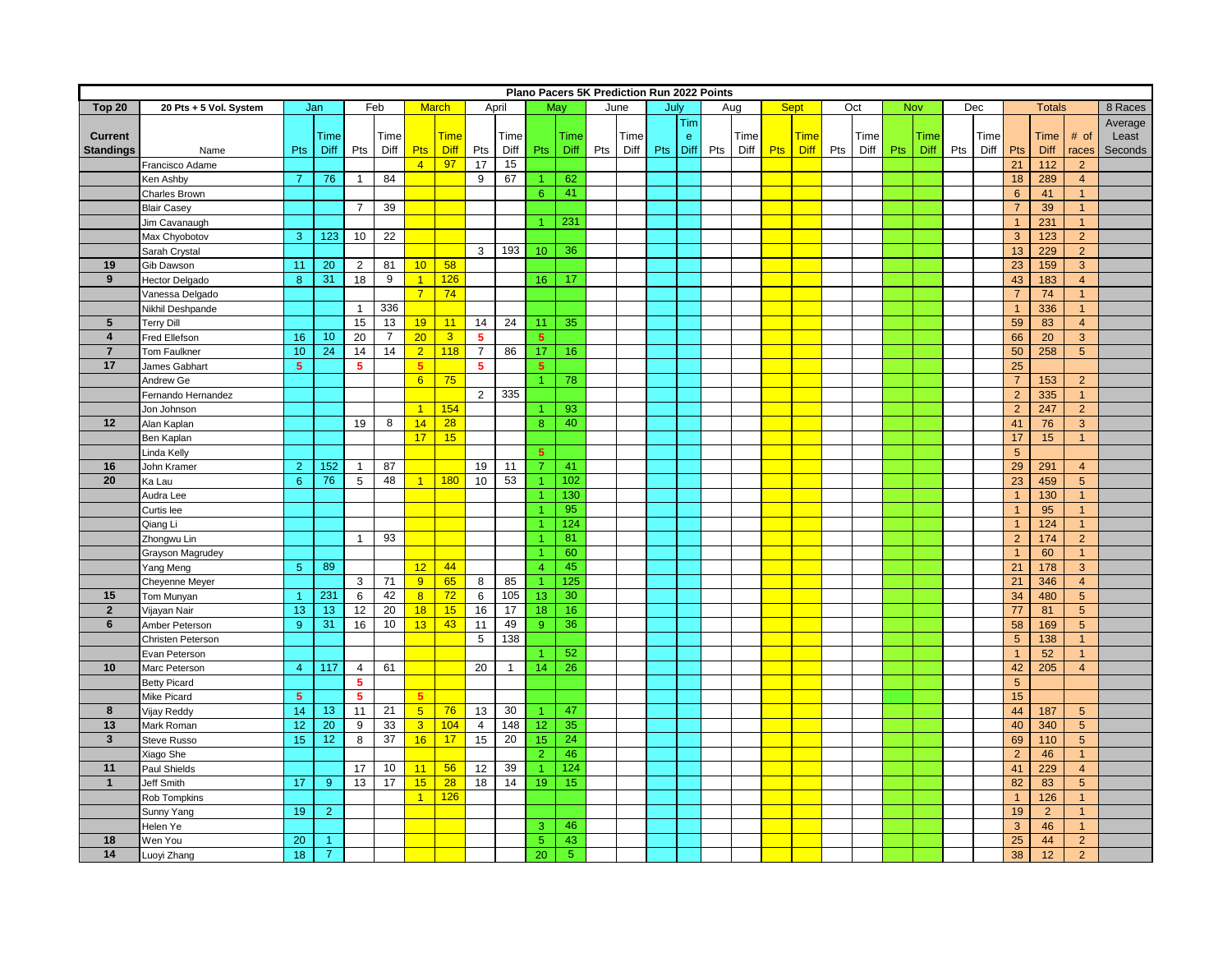# Plano Pacers 5K Prediction Run 2022 Points

| Top 20 Current Standings | 20 Pts + 5 Vol. System Name | Jan Pts | Jan Time Diff | Feb Pts | Feb Time Diff | March Pts | March Time Diff | April Pts | April Time Diff | May Pts | May Time Diff | June Pts | June Time Diff | July Pts | July Time Diff | Aug Pts | Aug Time Diff | Sept Pts | Sept Time Diff | Oct Pts | Oct Time Diff | Nov Pts | Nov Time Diff | Dec Pts | Dec Time Diff | Totals Pts | Totals Time Diff | Totals # of races | 8 Races Average Least Seconds |
|---|---|---|---|---|---|---|---|---|---|---|---|---|---|---|---|---|---|---|---|---|---|---|---|---|---|---|---|---|---|
| | Francisco Adame | | | | | 4 | 97 | 17 | 15 | | | | | | | | | | | | | | | | | 21 | 112 | 2 | |
| | Ken Ashby | 7 | 76 | 1 | 84 | | | 9 | 67 | 1 | 62 | | | | | | | | | | | | | | | 18 | 289 | 4 | |
| | Charles Brown | | | | | | | | | 6 | 41 | | | | | | | | | | | | | | | 6 | 41 | 1 | |
| | Blair Casey | | | 7 | 39 | | | | | | | | | | | | | | | | | | | | | 7 | 39 | 1 | |
| | Jim Cavanaugh | | | | | | | | | 1 | 231 | | | | | | | | | | | | | | | 1 | 231 | 1 | |
| | Max Chyobotov | 3 | 123 | 10 | 22 | | | | | | | | | | | | | | | | | | | | | 3 | 123 | 2 | |
| | Sarah Crystal | | | | | | | 3 | 193 | 10 | 36 | | | | | | | | | | | | | | | 13 | 229 | 2 | |
| 19 | Gib Dawson | 11 | 20 | 2 | 81 | 10 | 58 | | | | | | | | | | | | | | | | | | | 23 | 159 | 3 | |
| 9 | Hector Delgado | 8 | 31 | 18 | 9 | 1 | 126 | | | 16 | 17 | | | | | | | | | | | | | | | 43 | 183 | 4 | |
| | Vanessa Delgado | | | | | 7 | 74 | | | | | | | | | | | | | | | | | | | 7 | 74 | 1 | |
| | Nikhil Deshpande | | | 1 | 336 | | | | | | | | | | | | | | | | | | | | | 1 | 336 | 1 | |
| 5 | Terry Dill | | | 15 | 13 | 19 | 11 | 14 | 24 | 11 | 35 | | | | | | | | | | | | | | | 59 | 83 | 4 | |
| 4 | Fred Ellefson | 16 | 10 | 20 | 7 | 20 | 3 | 5 | | 5 | | | | | | | | | | | | | | | | 66 | 20 | 3 | |
| 7 | Tom Faulkner | 10 | 24 | 14 | 14 | 2 | 118 | 7 | 86 | 17 | 16 | | | | | | | | | | | | | | | 50 | 258 | 5 | |
| 17 | James Gabhart | 5 | | 5 | | 5 | | 5 | | 5 | | | | | | | | | | | | | | | | 25 | | | |
| | Andrew Ge | | | | | 6 | 75 | | | 1 | 78 | | | | | | | | | | | | | | | 7 | 153 | 2 | |
| | Fernando Hernandez | | | | | | | 2 | 335 | | | | | | | | | | | | | | | | | 2 | 335 | 1 | |
| | Jon Johnson | | | | | 1 | 154 | | | 1 | 93 | | | | | | | | | | | | | | | 2 | 247 | 2 | |
| 12 | Alan Kaplan | | | 19 | 8 | 14 | 28 | | | 8 | 40 | | | | | | | | | | | | | | | 41 | 76 | 3 | |
| | Ben Kaplan | | | | | 17 | 15 | | | | | | | | | | | | | | | | | | | 17 | 15 | 1 | |
| | Linda Kelly | | | | | | | | | 5 | | | | | | | | | | | | | | | | 5 | | | |
| 16 | John Kramer | 2 | 152 | 1 | 87 | | | 19 | 11 | 7 | 41 | | | | | | | | | | | | | | | 29 | 291 | 4 | |
| 20 | Ka Lau | 6 | 76 | 5 | 48 | 1 | 180 | 10 | 53 | 1 | 102 | | | | | | | | | | | | | | | 23 | 459 | 5 | |
| | Audra Lee | | | | | | | | | 1 | 130 | | | | | | | | | | | | | | | 1 | 130 | 1 | |
| | Curtis lee | | | | | | | | | 1 | 95 | | | | | | | | | | | | | | | 1 | 95 | 1 | |
| | Qiang Li | | | | | | | | | 1 | 124 | | | | | | | | | | | | | | | 1 | 124 | 1 | |
| | Zhongwu Lin | | | 1 | 93 | | | | | 1 | 81 | | | | | | | | | | | | | | | 2 | 174 | 2 | |
| | Grayson Magrudey | | | | | | | | | 1 | 60 | | | | | | | | | | | | | | | 1 | 60 | 1 | |
| | Yang Meng | 5 | 89 | | | 12 | 44 | | | 4 | 45 | | | | | | | | | | | | | | | 21 | 178 | 3 | |
| | Cheyenne Meyer | | | 3 | 71 | 9 | 65 | 8 | 85 | 1 | 125 | | | | | | | | | | | | | | | 21 | 346 | 4 | |
| 15 | Tom Munyan | 1 | 231 | 6 | 42 | 8 | 72 | 6 | 105 | 13 | 30 | | | | | | | | | | | | | | | 34 | 480 | 5 | |
| 2 | Vijayan Nair | 13 | 13 | 12 | 20 | 18 | 15 | 16 | 17 | 18 | 16 | | | | | | | | | | | | | | | 77 | 81 | 5 | |
| 6 | Amber Peterson | 9 | 31 | 16 | 10 | 13 | 43 | 11 | 49 | 9 | 36 | | | | | | | | | | | | | | | 58 | 169 | 5 | |
| | Christen Peterson | | | | | | | 5 | 138 | | | | | | | | | | | | | | | | | 5 | 138 | 1 | |
| | Evan Peterson | | | | | | | | | 1 | 52 | | | | | | | | | | | | | | | 1 | 52 | 1 | |
| 10 | Marc Peterson | 4 | 117 | 4 | 61 | | | 20 | 1 | 14 | 26 | | | | | | | | | | | | | | | 42 | 205 | 4 | |
| | Betty Picard | | | 5 | | | | | | | | | | | | | | | | | | | | | | 5 | | | |
| | Mike Picard | 5 | | 5 | | 5 | | | | | | | | | | | | | | | | | | | | 15 | | | |
| 8 | Vijay Reddy | 14 | 13 | 11 | 21 | 5 | 76 | 13 | 30 | 1 | 47 | | | | | | | | | | | | | | | 44 | 187 | 5 | |
| 13 | Mark Roman | 12 | 20 | 9 | 33 | 3 | 104 | 4 | 148 | 12 | 35 | | | | | | | | | | | | | | | 40 | 340 | 5 | |
| 3 | Steve Russo | 15 | 12 | 8 | 37 | 16 | 17 | 15 | 20 | 15 | 24 | | | | | | | | | | | | | | | 69 | 110 | 5 | |
| | Xiago She | | | | | | | | | 2 | 46 | | | | | | | | | | | | | | | 2 | 46 | 1 | |
| 11 | Paul Shields | | | 17 | 10 | 11 | 56 | 12 | 39 | 1 | 124 | | | | | | | | | | | | | | | 41 | 229 | 4 | |
| 1 | Jeff Smith | 17 | 9 | 13 | 17 | 15 | 28 | 18 | 14 | 19 | 15 | | | | | | | | | | | | | | | 82 | 83 | 5 | |
| | Rob Tompkins | | | | | 1 | 126 | | | | | | | | | | | | | | | | | | | 1 | 126 | 1 | |
| | Sunny Yang | 19 | 2 | | | | | | | | | | | | | | | | | | | | | | | 19 | 2 | 1 | |
| | Helen Ye | | | | | | | | | 3 | 46 | | | | | | | | | | | | | | | 3 | 46 | 1 | |
| 18 | Wen You | 20 | 1 | | | | | | | 5 | 43 | | | | | | | | | | | | | | | 25 | 44 | 2 | |
| 14 | Luoyi Zhang | 18 | 7 | | | | | | | 20 | 5 | | | | | | | | | | | | | | | 38 | 12 | 2 | |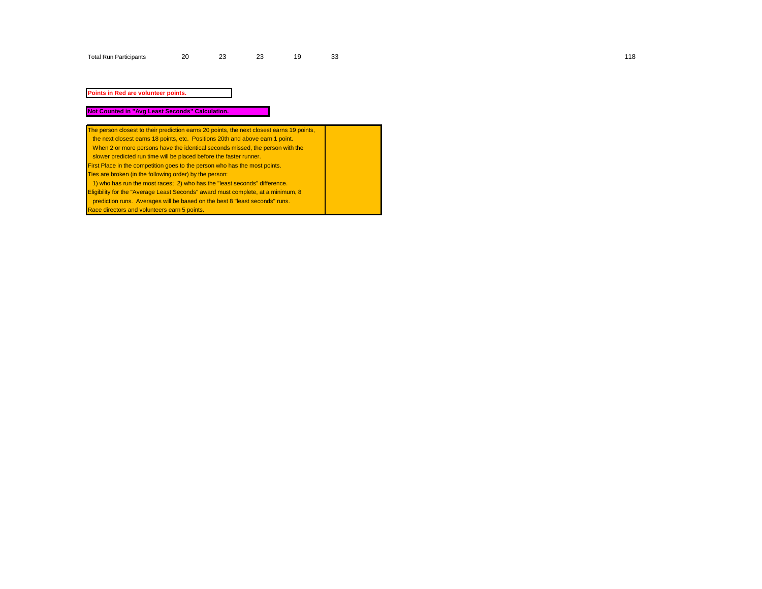| | | | | | | |
|---|---|---|---|---|---|---|
| Total Run Participants | 20 | 23 | 23 | 19 | 33 | 118 |

**Points in Red are volunteer points.**

**Not Counted in "Avg Least Seconds" Calculation.**

The person closest to their prediction earns 20 points, the next closest earns 19 points,
the next closest earns 18 points, etc. Positions 20th and above earn 1 point.
When 2 or more persons have the identical seconds missed, the person with the
slower predicted run time will be placed before the faster runner.
First Place in the competition goes to the person who has the most points.
Ties are broken (in the following order) by the person:
1) who has run the most races; 2) who has the "least seconds" difference.
Eligibility for the "Average Least Seconds" award must complete, at a minimum, 8
prediction runs. Averages will be based on the best 8 "least seconds" runs.
Race directors and volunteers earn 5 points.